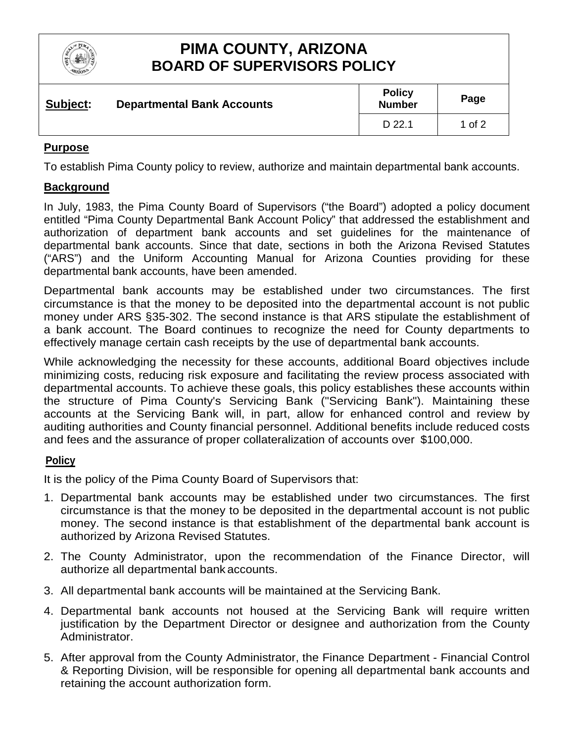# PIMA COUNTY, ARIZONA
# BOARD OF SUPERVISORS POLICY

| **Subject:** Departmental Bank Accounts | **Policy Number** | **Page** |
|---|---|---|
| | D 22.1 | 1 of 2 |

## Purpose

To establish Pima County policy to review, authorize and maintain departmental bank accounts.

## Background

In July, 1983, the Pima County Board of Supervisors ("the Board") adopted a policy document entitled "Pima County Departmental Bank Account Policy" that addressed the establishment and authorization of department bank accounts and set guidelines for the maintenance of departmental bank accounts. Since that date, sections in both the Arizona Revised Statutes ("ARS") and the Uniform Accounting Manual for Arizona Counties providing for these departmental bank accounts, have been amended.

Departmental bank accounts may be established under two circumstances. The first circumstance is that the money to be deposited into the departmental account is not public money under ARS §35-302. The second instance is that ARS stipulate the establishment of a bank account. The Board continues to recognize the need for County departments to effectively manage certain cash receipts by the use of departmental bank accounts.

While acknowledging the necessity for these accounts, additional Board objectives include minimizing costs, reducing risk exposure and facilitating the review process associated with departmental accounts. To achieve these goals, this policy establishes these accounts within the structure of Pima County's Servicing Bank ("Servicing Bank"). Maintaining these accounts at the Servicing Bank will, in part, allow for enhanced control and review by auditing authorities and County financial personnel. Additional benefits include reduced costs and fees and the assurance of proper collateralization of accounts over $100,000.

## Policy

It is the policy of the Pima County Board of Supervisors that:

1. Departmental bank accounts may be established under two circumstances. The first circumstance is that the money to be deposited in the departmental account is not public money. The second instance is that establishment of the departmental bank account is authorized by Arizona Revised Statutes.
2. The County Administrator, upon the recommendation of the Finance Director, will authorize all departmental bank accounts.
3. All departmental bank accounts will be maintained at the Servicing Bank.
4. Departmental bank accounts not housed at the Servicing Bank will require written justification by the Department Director or designee and authorization from the County Administrator.
5. After approval from the County Administrator, the Finance Department - Financial Control & Reporting Division, will be responsible for opening all departmental bank accounts and retaining the account authorization form.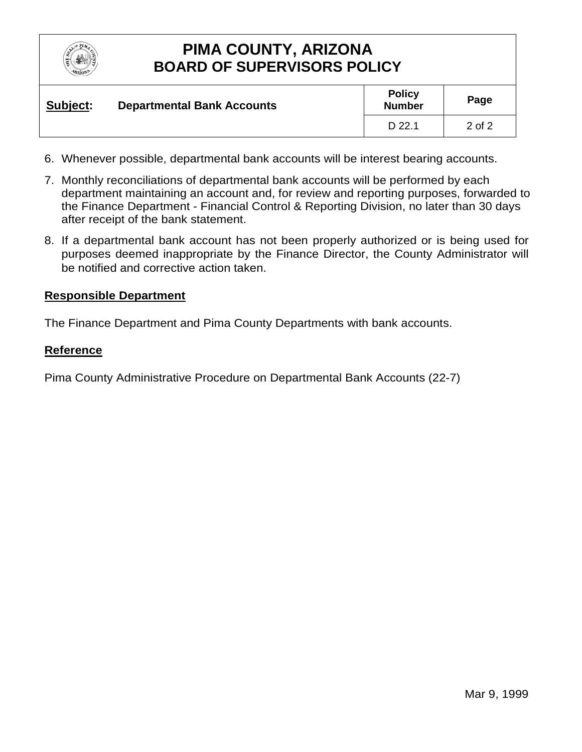6. Whenever possible, departmental bank accounts will be interest bearing accounts.
7. Monthly reconciliations of departmental bank accounts will be performed by each department maintaining an account and, for review and reporting purposes, forwarded to the Finance Department - Financial Control & Reporting Division, no later than 30 days after receipt of the bank statement.
8. If a departmental bank account has not been properly authorized or is being used for purposes deemed inappropriate by the Finance Director, the County Administrator will be notified and corrective action taken.

**Responsible Department**

The Finance Department and Pima County Departments with bank accounts.

**Reference**

Pima County Administrative Procedure on Departmental Bank Accounts (22-7)

Mar 9, 1999